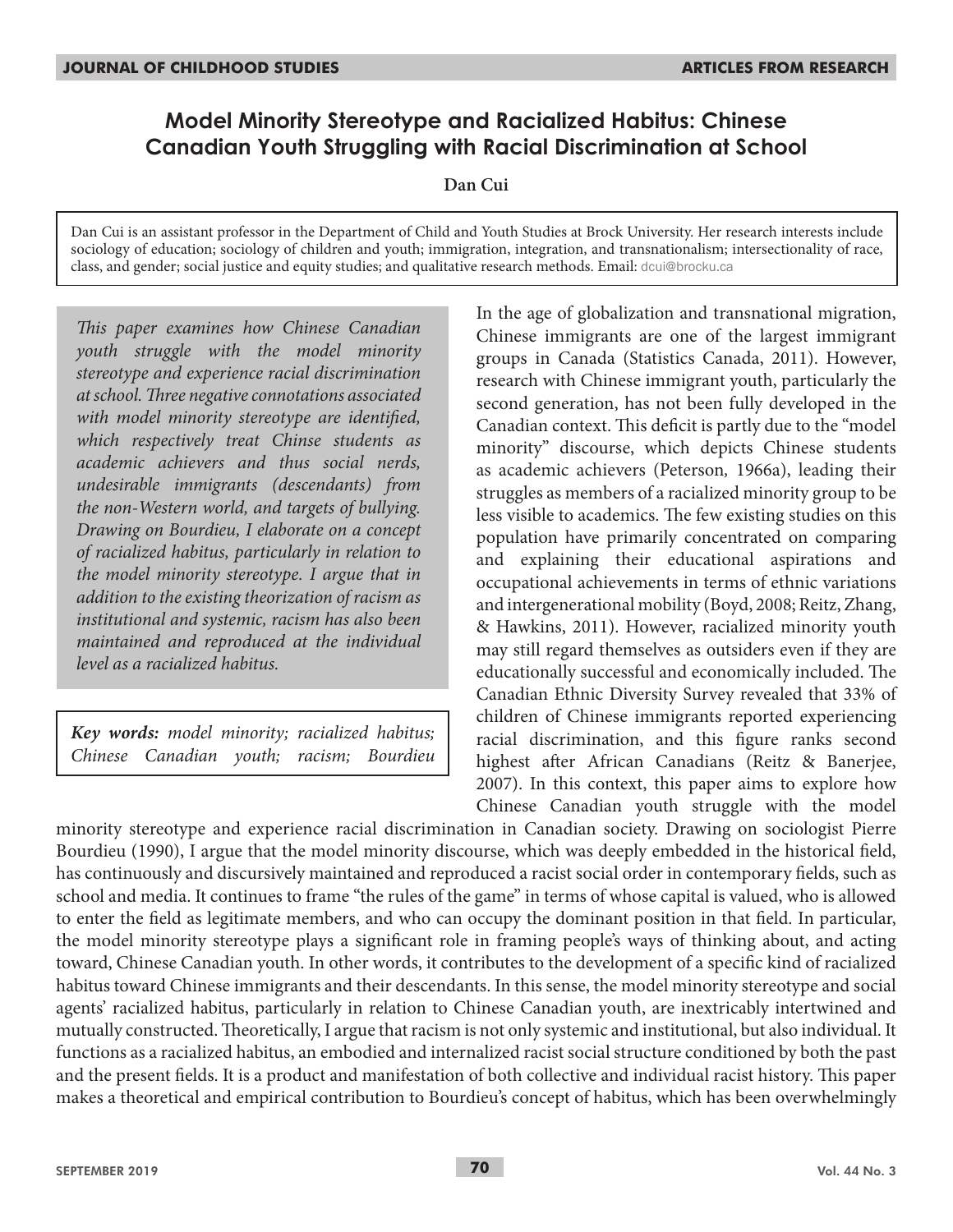# Model Minority Stereotype and Racialized Habitus: Chinese Canadian Youth Struggling with Racial Discrimination at School

**Dan Cui**

Dan Cui is an assistant professor in the Department of Child and Youth Studies at Brock University. Her research interests include sociology of education; sociology of children and youth; immigration, integration, and transnationalism; intersectionality of race, class, and gender; social justice and equity studies; and qualitative research methods. Email: dcui@brocku.ca

*This paper examines how Chinese Canadian youth struggle with the model minority stereotype and experience racial discrimination at school. Three negative connotations associated with model minority stereotype are identified, which respectively treat Chinse students as academic achievers and thus social nerds, undesirable immigrants (descendants) from the non-Western world, and targets of bullying. Drawing on Bourdieu, I elaborate on a concept of racialized habitus, particularly in relation to the model minority stereotype. I argue that in addition to the existing theorization of racism as institutional and systemic, racism has also been maintained and reproduced at the individual level as a racialized habitus.*

***Key words:*** *model minority; racialized habitus; Chinese Canadian youth; racism; Bourdieu*

In the age of globalization and transnational migration, Chinese immigrants are one of the largest immigrant groups in Canada (Statistics Canada, 2011). However, research with Chinese immigrant youth, particularly the second generation, has not been fully developed in the Canadian context. This deficit is partly due to the "model minority" discourse, which depicts Chinese students as academic achievers (Peterson, 1966a), leading their struggles as members of a racialized minority group to be less visible to academics. The few existing studies on this population have primarily concentrated on comparing and explaining their educational aspirations and occupational achievements in terms of ethnic variations and intergenerational mobility (Boyd, 2008; Reitz, Zhang, & Hawkins, 2011). However, racialized minority youth may still regard themselves as outsiders even if they are educationally successful and economically included. The Canadian Ethnic Diversity Survey revealed that 33% of children of Chinese immigrants reported experiencing racial discrimination, and this figure ranks second highest after African Canadians (Reitz & Banerjee, 2007). In this context, this paper aims to explore how Chinese Canadian youth struggle with the model minority stereotype and experience racial discrimination in Canadian society. Drawing on sociologist Pierre Bourdieu (1990), I argue that the model minority discourse, which was deeply embedded in the historical field, has continuously and discursively maintained and reproduced a racist social order in contemporary fields, such as school and media. It continues to frame "the rules of the game" in terms of whose capital is valued, who is allowed to enter the field as legitimate members, and who can occupy the dominant position in that field. In particular, the model minority stereotype plays a significant role in framing people's ways of thinking about, and acting toward, Chinese Canadian youth. In other words, it contributes to the development of a specific kind of racialized habitus toward Chinese immigrants and their descendants. In this sense, the model minority stereotype and social agents' racialized habitus, particularly in relation to Chinese Canadian youth, are inextricably intertwined and mutually constructed. Theoretically, I argue that racism is not only systemic and institutional, but also individual. It functions as a racialized habitus, an embodied and internalized racist social structure conditioned by both the past and the present fields. It is a product and manifestation of both collective and individual racist history. This paper makes a theoretical and empirical contribution to Bourdieu's concept of habitus, which has been overwhelmingly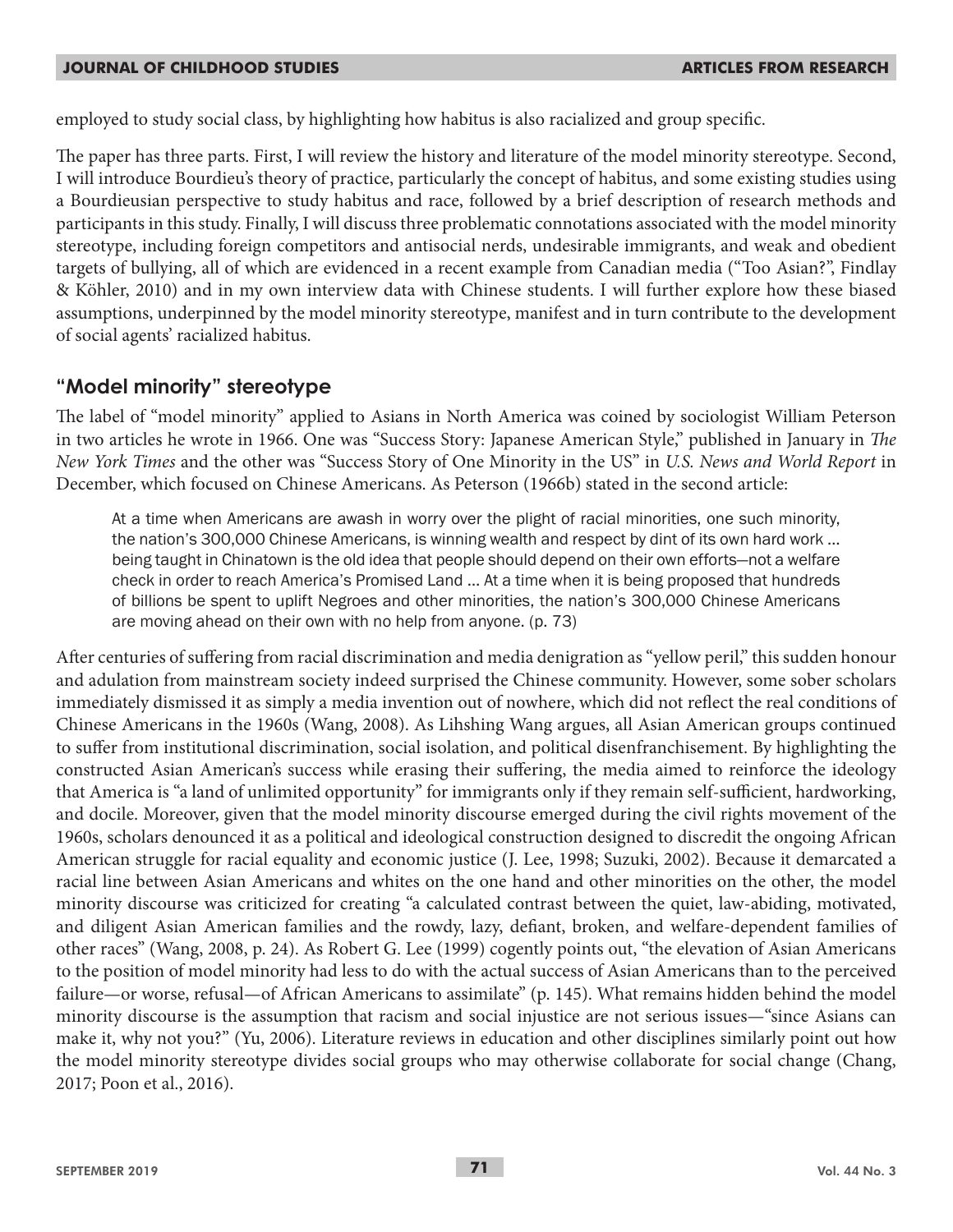employed to study social class, by highlighting how habitus is also racialized and group specific.

The paper has three parts. First, I will review the history and literature of the model minority stereotype. Second, I will introduce Bourdieu's theory of practice, particularly the concept of habitus, and some existing studies using a Bourdieusian perspective to study habitus and race, followed by a brief description of research methods and participants in this study. Finally, I will discuss three problematic connotations associated with the model minority stereotype, including foreign competitors and antisocial nerds, undesirable immigrants, and weak and obedient targets of bullying, all of which are evidenced in a recent example from Canadian media ("Too Asian?", Findlay & Köhler, 2010) and in my own interview data with Chinese students. I will further explore how these biased assumptions, underpinned by the model minority stereotype, manifest and in turn contribute to the development of social agents' racialized habitus.

## "Model minority" stereotype

The label of "model minority" applied to Asians in North America was coined by sociologist William Peterson in two articles he wrote in 1966. One was "Success Story: Japanese American Style," published in January in *The New York Times* and the other was "Success Story of One Minority in the US" in *U.S. News and World Report* in December, which focused on Chinese Americans. As Peterson (1966b) stated in the second article:

> At a time when Americans are awash in worry over the plight of racial minorities, one such minority, the nation's 300,000 Chinese Americans, is winning wealth and respect by dint of its own hard work ... being taught in Chinatown is the old idea that people should depend on their own efforts—not a welfare check in order to reach America's Promised Land ... At a time when it is being proposed that hundreds of billions be spent to uplift Negroes and other minorities, the nation's 300,000 Chinese Americans are moving ahead on their own with no help from anyone. (p. 73)

After centuries of suffering from racial discrimination and media denigration as "yellow peril," this sudden honour and adulation from mainstream society indeed surprised the Chinese community. However, some sober scholars immediately dismissed it as simply a media invention out of nowhere, which did not reflect the real conditions of Chinese Americans in the 1960s (Wang, 2008). As Lihshing Wang argues, all Asian American groups continued to suffer from institutional discrimination, social isolation, and political disenfranchisement. By highlighting the constructed Asian American's success while erasing their suffering, the media aimed to reinforce the ideology that America is "a land of unlimited opportunity" for immigrants only if they remain self-sufficient, hardworking, and docile. Moreover, given that the model minority discourse emerged during the civil rights movement of the 1960s, scholars denounced it as a political and ideological construction designed to discredit the ongoing African American struggle for racial equality and economic justice (J. Lee, 1998; Suzuki, 2002). Because it demarcated a racial line between Asian Americans and whites on the one hand and other minorities on the other, the model minority discourse was criticized for creating "a calculated contrast between the quiet, law-abiding, motivated, and diligent Asian American families and the rowdy, lazy, defiant, broken, and welfare-dependent families of other races" (Wang, 2008, p. 24). As Robert G. Lee (1999) cogently points out, "the elevation of Asian Americans to the position of model minority had less to do with the actual success of Asian Americans than to the perceived failure—or worse, refusal—of African Americans to assimilate" (p. 145). What remains hidden behind the model minority discourse is the assumption that racism and social injustice are not serious issues—"since Asians can make it, why not you?" (Yu, 2006). Literature reviews in education and other disciplines similarly point out how the model minority stereotype divides social groups who may otherwise collaborate for social change (Chang, 2017; Poon et al., 2016).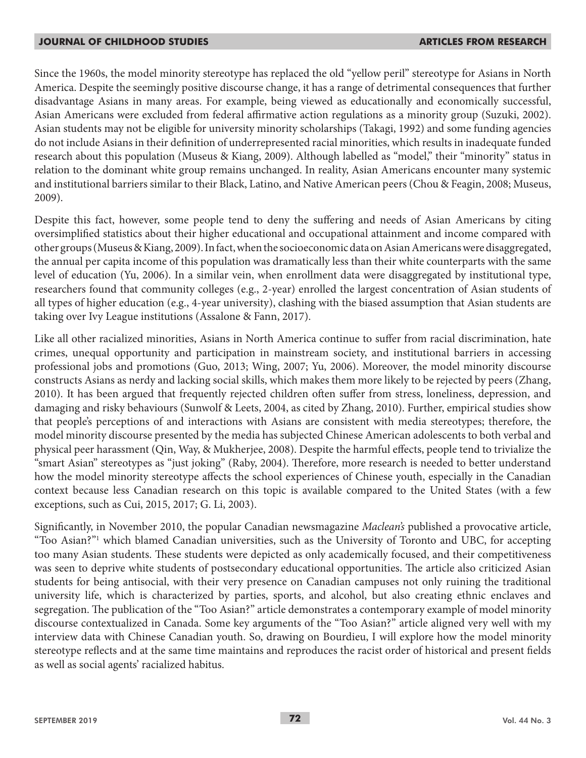Since the 1960s, the model minority stereotype has replaced the old "yellow peril" stereotype for Asians in North America. Despite the seemingly positive discourse change, it has a range of detrimental consequences that further disadvantage Asians in many areas. For example, being viewed as educationally and economically successful, Asian Americans were excluded from federal affirmative action regulations as a minority group (Suzuki, 2002). Asian students may not be eligible for university minority scholarships (Takagi, 1992) and some funding agencies do not include Asians in their definition of underrepresented racial minorities, which results in inadequate funded research about this population (Museus & Kiang, 2009). Although labelled as "model," their "minority" status in relation to the dominant white group remains unchanged. In reality, Asian Americans encounter many systemic and institutional barriers similar to their Black, Latino, and Native American peers (Chou & Feagin, 2008; Museus, 2009).

Despite this fact, however, some people tend to deny the suffering and needs of Asian Americans by citing oversimplified statistics about their higher educational and occupational attainment and income compared with other groups (Museus & Kiang, 2009). In fact, when the socioeconomic data on Asian Americans were disaggregated, the annual per capita income of this population was dramatically less than their white counterparts with the same level of education (Yu, 2006). In a similar vein, when enrollment data were disaggregated by institutional type, researchers found that community colleges (e.g., 2-year) enrolled the largest concentration of Asian students of all types of higher education (e.g., 4-year university), clashing with the biased assumption that Asian students are taking over Ivy League institutions (Assalone & Fann, 2017).

Like all other racialized minorities, Asians in North America continue to suffer from racial discrimination, hate crimes, unequal opportunity and participation in mainstream society, and institutional barriers in accessing professional jobs and promotions (Guo, 2013; Wing, 2007; Yu, 2006). Moreover, the model minority discourse constructs Asians as nerdy and lacking social skills, which makes them more likely to be rejected by peers (Zhang, 2010). It has been argued that frequently rejected children often suffer from stress, loneliness, depression, and damaging and risky behaviours (Sunwolf & Leets, 2004, as cited by Zhang, 2010). Further, empirical studies show that people's perceptions of and interactions with Asians are consistent with media stereotypes; therefore, the model minority discourse presented by the media has subjected Chinese American adolescents to both verbal and physical peer harassment (Qin, Way, & Mukherjee, 2008). Despite the harmful effects, people tend to trivialize the "smart Asian" stereotypes as "just joking" (Raby, 2004). Therefore, more research is needed to better understand how the model minority stereotype affects the school experiences of Chinese youth, especially in the Canadian context because less Canadian research on this topic is available compared to the United States (with a few exceptions, such as Cui, 2015, 2017; G. Li, 2003).

Significantly, in November 2010, the popular Canadian newsmagazine *Maclean's* published a provocative article, "Too Asian?"[1] which blamed Canadian universities, such as the University of Toronto and UBC, for accepting too many Asian students. These students were depicted as only academically focused, and their competitiveness was seen to deprive white students of postsecondary educational opportunities. The article also criticized Asian students for being antisocial, with their very presence on Canadian campuses not only ruining the traditional university life, which is characterized by parties, sports, and alcohol, but also creating ethnic enclaves and segregation. The publication of the "Too Asian?" article demonstrates a contemporary example of model minority discourse contextualized in Canada. Some key arguments of the "Too Asian?" article aligned very well with my interview data with Chinese Canadian youth. So, drawing on Bourdieu, I will explore how the model minority stereotype reflects and at the same time maintains and reproduces the racist order of historical and present fields as well as social agents' racialized habitus.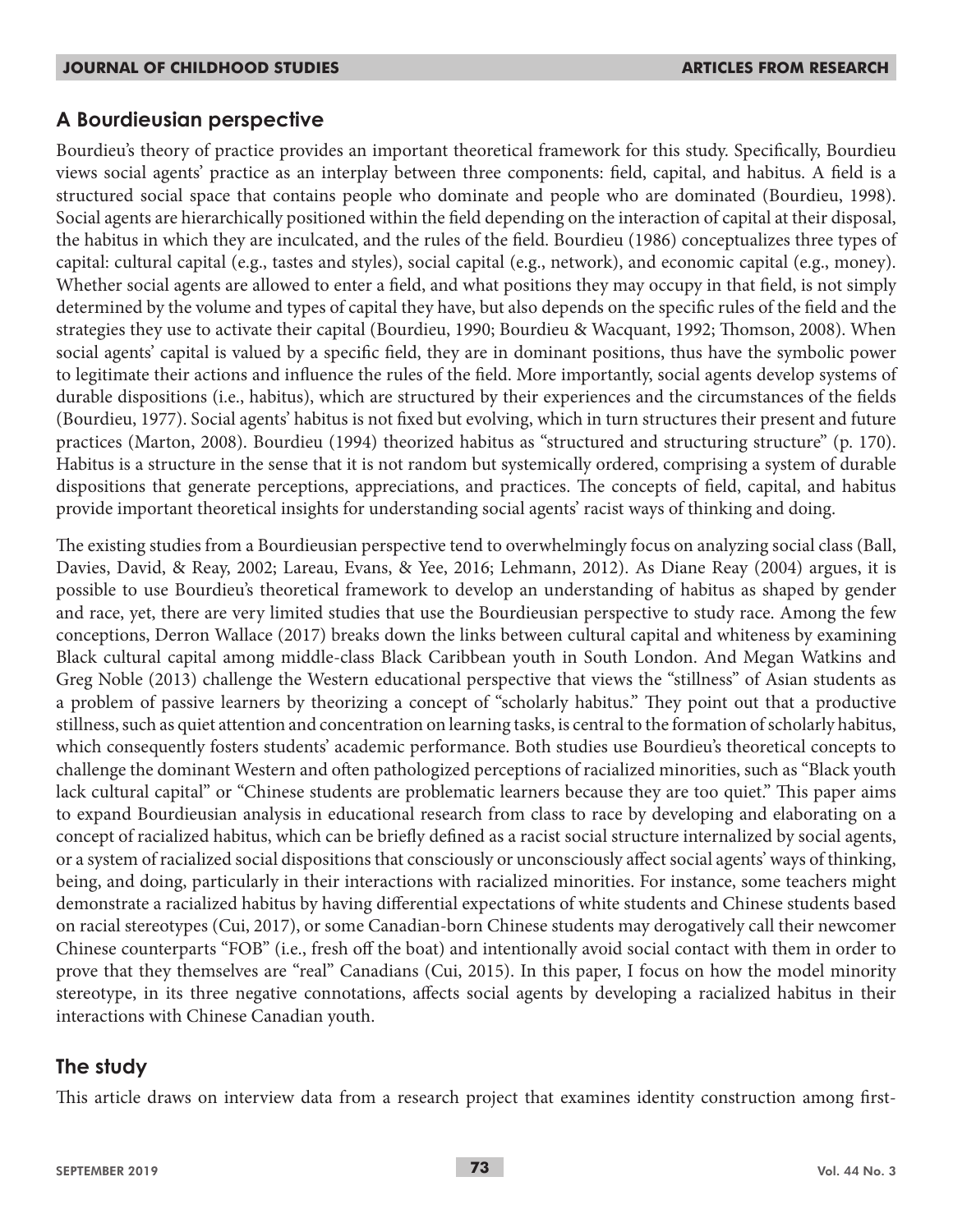## A Bourdieusian perspective

Bourdieu's theory of practice provides an important theoretical framework for this study. Specifically, Bourdieu views social agents' practice as an interplay between three components: field, capital, and habitus. A field is a structured social space that contains people who dominate and people who are dominated (Bourdieu, 1998). Social agents are hierarchically positioned within the field depending on the interaction of capital at their disposal, the habitus in which they are inculcated, and the rules of the field. Bourdieu (1986) conceptualizes three types of capital: cultural capital (e.g., tastes and styles), social capital (e.g., network), and economic capital (e.g., money). Whether social agents are allowed to enter a field, and what positions they may occupy in that field, is not simply determined by the volume and types of capital they have, but also depends on the specific rules of the field and the strategies they use to activate their capital (Bourdieu, 1990; Bourdieu & Wacquant, 1992; Thomson, 2008). When social agents' capital is valued by a specific field, they are in dominant positions, thus have the symbolic power to legitimate their actions and influence the rules of the field. More importantly, social agents develop systems of durable dispositions (i.e., habitus), which are structured by their experiences and the circumstances of the fields (Bourdieu, 1977). Social agents' habitus is not fixed but evolving, which in turn structures their present and future practices (Marton, 2008). Bourdieu (1994) theorized habitus as "structured and structuring structure" (p. 170). Habitus is a structure in the sense that it is not random but systemically ordered, comprising a system of durable dispositions that generate perceptions, appreciations, and practices. The concepts of field, capital, and habitus provide important theoretical insights for understanding social agents' racist ways of thinking and doing.

The existing studies from a Bourdieusian perspective tend to overwhelmingly focus on analyzing social class (Ball, Davies, David, & Reay, 2002; Lareau, Evans, & Yee, 2016; Lehmann, 2012). As Diane Reay (2004) argues, it is possible to use Bourdieu's theoretical framework to develop an understanding of habitus as shaped by gender and race, yet, there are very limited studies that use the Bourdieusian perspective to study race. Among the few conceptions, Derron Wallace (2017) breaks down the links between cultural capital and whiteness by examining Black cultural capital among middle-class Black Caribbean youth in South London. And Megan Watkins and Greg Noble (2013) challenge the Western educational perspective that views the "stillness" of Asian students as a problem of passive learners by theorizing a concept of "scholarly habitus." They point out that a productive stillness, such as quiet attention and concentration on learning tasks, is central to the formation of scholarly habitus, which consequently fosters students' academic performance. Both studies use Bourdieu's theoretical concepts to challenge the dominant Western and often pathologized perceptions of racialized minorities, such as "Black youth lack cultural capital" or "Chinese students are problematic learners because they are too quiet." This paper aims to expand Bourdieusian analysis in educational research from class to race by developing and elaborating on a concept of racialized habitus, which can be briefly defined as a racist social structure internalized by social agents, or a system of racialized social dispositions that consciously or unconsciously affect social agents' ways of thinking, being, and doing, particularly in their interactions with racialized minorities. For instance, some teachers might demonstrate a racialized habitus by having differential expectations of white students and Chinese students based on racial stereotypes (Cui, 2017), or some Canadian-born Chinese students may derogatively call their newcomer Chinese counterparts "FOB" (i.e., fresh off the boat) and intentionally avoid social contact with them in order to prove that they themselves are "real" Canadians (Cui, 2015). In this paper, I focus on how the model minority stereotype, in its three negative connotations, affects social agents by developing a racialized habitus in their interactions with Chinese Canadian youth.

## The study

This article draws on interview data from a research project that examines identity construction among first-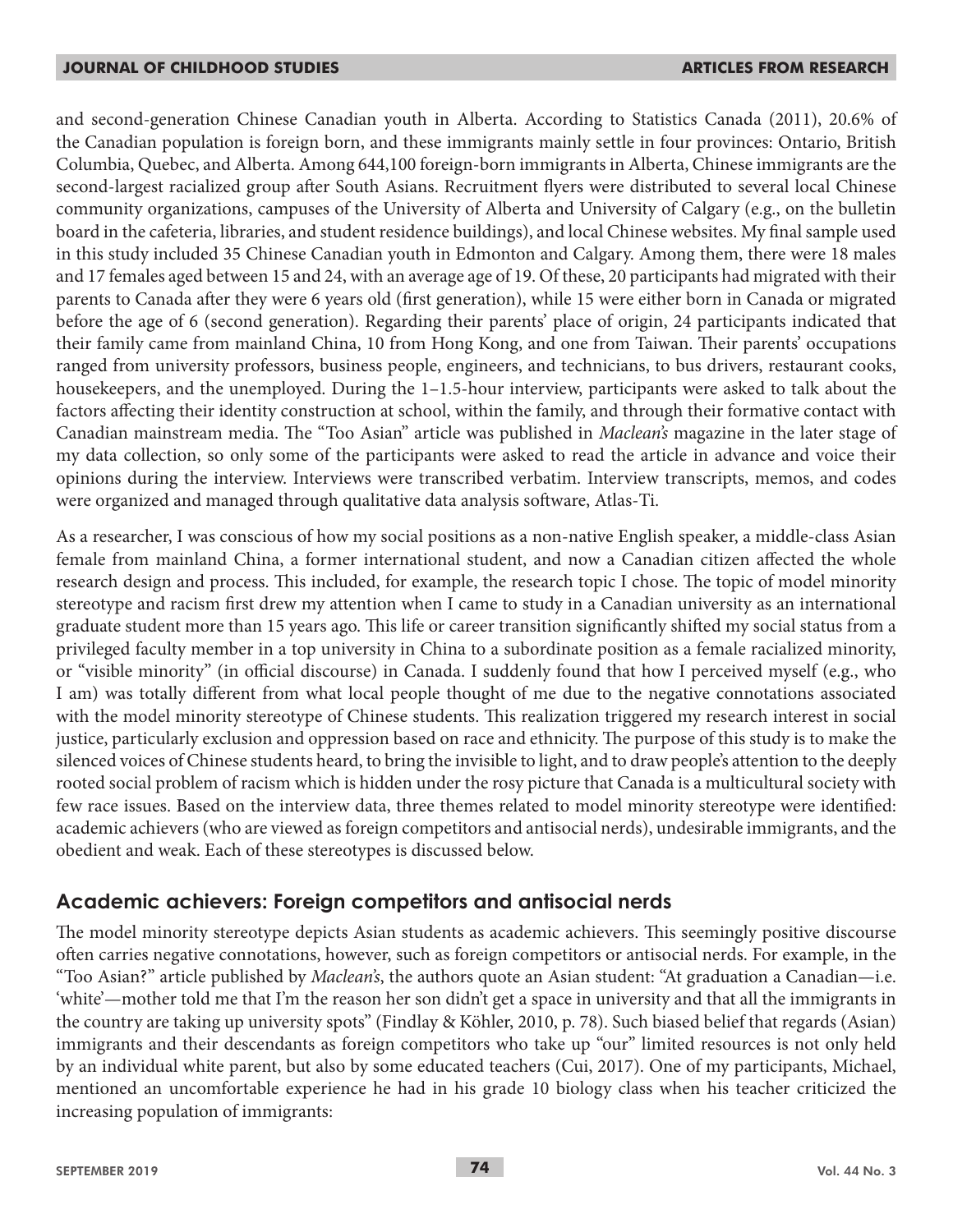and second-generation Chinese Canadian youth in Alberta. According to Statistics Canada (2011), 20.6% of the Canadian population is foreign born, and these immigrants mainly settle in four provinces: Ontario, British Columbia, Quebec, and Alberta. Among 644,100 foreign-born immigrants in Alberta, Chinese immigrants are the second-largest racialized group after South Asians. Recruitment flyers were distributed to several local Chinese community organizations, campuses of the University of Alberta and University of Calgary (e.g., on the bulletin board in the cafeteria, libraries, and student residence buildings), and local Chinese websites. My final sample used in this study included 35 Chinese Canadian youth in Edmonton and Calgary. Among them, there were 18 males and 17 females aged between 15 and 24, with an average age of 19. Of these, 20 participants had migrated with their parents to Canada after they were 6 years old (first generation), while 15 were either born in Canada or migrated before the age of 6 (second generation). Regarding their parents' place of origin, 24 participants indicated that their family came from mainland China, 10 from Hong Kong, and one from Taiwan. Their parents' occupations ranged from university professors, business people, engineers, and technicians, to bus drivers, restaurant cooks, housekeepers, and the unemployed. During the 1–1.5-hour interview, participants were asked to talk about the factors affecting their identity construction at school, within the family, and through their formative contact with Canadian mainstream media. The "Too Asian" article was published in *Maclean's* magazine in the later stage of my data collection, so only some of the participants were asked to read the article in advance and voice their opinions during the interview. Interviews were transcribed verbatim. Interview transcripts, memos, and codes were organized and managed through qualitative data analysis software, Atlas-Ti.

As a researcher, I was conscious of how my social positions as a non-native English speaker, a middle-class Asian female from mainland China, a former international student, and now a Canadian citizen affected the whole research design and process. This included, for example, the research topic I chose. The topic of model minority stereotype and racism first drew my attention when I came to study in a Canadian university as an international graduate student more than 15 years ago. This life or career transition significantly shifted my social status from a privileged faculty member in a top university in China to a subordinate position as a female racialized minority, or "visible minority" (in official discourse) in Canada. I suddenly found that how I perceived myself (e.g., who I am) was totally different from what local people thought of me due to the negative connotations associated with the model minority stereotype of Chinese students. This realization triggered my research interest in social justice, particularly exclusion and oppression based on race and ethnicity. The purpose of this study is to make the silenced voices of Chinese students heard, to bring the invisible to light, and to draw people's attention to the deeply rooted social problem of racism which is hidden under the rosy picture that Canada is a multicultural society with few race issues. Based on the interview data, three themes related to model minority stereotype were identified: academic achievers (who are viewed as foreign competitors and antisocial nerds), undesirable immigrants, and the obedient and weak. Each of these stereotypes is discussed below.

## Academic achievers: Foreign competitors and antisocial nerds

The model minority stereotype depicts Asian students as academic achievers. This seemingly positive discourse often carries negative connotations, however, such as foreign competitors or antisocial nerds. For example, in the "Too Asian?" article published by *Maclean's*, the authors quote an Asian student: "At graduation a Canadian—i.e. 'white'—mother told me that I'm the reason her son didn't get a space in university and that all the immigrants in the country are taking up university spots" (Findlay & Köhler, 2010, p. 78). Such biased belief that regards (Asian) immigrants and their descendants as foreign competitors who take up "our" limited resources is not only held by an individual white parent, but also by some educated teachers (Cui, 2017). One of my participants, Michael, mentioned an uncomfortable experience he had in his grade 10 biology class when his teacher criticized the increasing population of immigrants: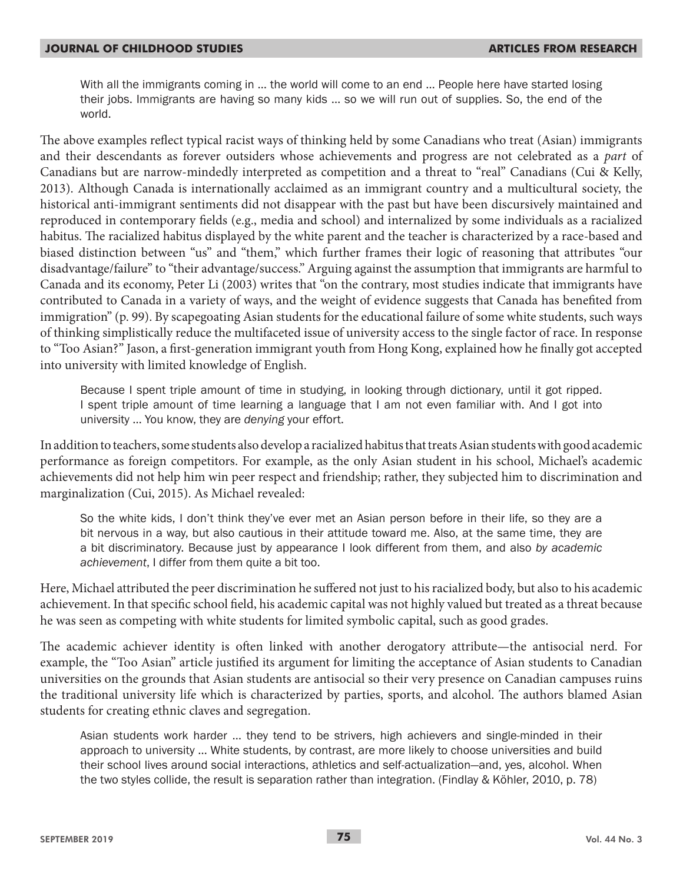> With all the immigrants coming in … the world will come to an end … People here have started losing their jobs. Immigrants are having so many kids … so we will run out of supplies. So, the end of the world.

The above examples reflect typical racist ways of thinking held by some Canadians who treat (Asian) immigrants and their descendants as forever outsiders whose achievements and progress are not celebrated as a *part* of Canadians but are narrow-mindedly interpreted as competition and a threat to "real" Canadians (Cui & Kelly, 2013). Although Canada is internationally acclaimed as an immigrant country and a multicultural society, the historical anti-immigrant sentiments did not disappear with the past but have been discursively maintained and reproduced in contemporary fields (e.g., media and school) and internalized by some individuals as a racialized habitus. The racialized habitus displayed by the white parent and the teacher is characterized by a race-based and biased distinction between "us" and "them," which further frames their logic of reasoning that attributes "our disadvantage/failure" to "their advantage/success." Arguing against the assumption that immigrants are harmful to Canada and its economy, Peter Li (2003) writes that "on the contrary, most studies indicate that immigrants have contributed to Canada in a variety of ways, and the weight of evidence suggests that Canada has benefited from immigration" (p. 99). By scapegoating Asian students for the educational failure of some white students, such ways of thinking simplistically reduce the multifaceted issue of university access to the single factor of race. In response to "Too Asian?" Jason, a first-generation immigrant youth from Hong Kong, explained how he finally got accepted into university with limited knowledge of English.

> Because I spent triple amount of time in studying, in looking through dictionary, until it got ripped. I spent triple amount of time learning a language that I am not even familiar with. And I got into university … You know, they are *denying* your effort.

In addition to teachers, some students also develop a racialized habitus that treats Asian students with good academic performance as foreign competitors. For example, as the only Asian student in his school, Michael's academic achievements did not help him win peer respect and friendship; rather, they subjected him to discrimination and marginalization (Cui, 2015). As Michael revealed:

> So the white kids, I don't think they've ever met an Asian person before in their life, so they are a bit nervous in a way, but also cautious in their attitude toward me. Also, at the same time, they are a bit discriminatory. Because just by appearance I look different from them, and also *by academic achievement*, I differ from them quite a bit too.

Here, Michael attributed the peer discrimination he suffered not just to his racialized body, but also to his academic achievement. In that specific school field, his academic capital was not highly valued but treated as a threat because he was seen as competing with white students for limited symbolic capital, such as good grades.

The academic achiever identity is often linked with another derogatory attribute—the antisocial nerd. For example, the "Too Asian" article justified its argument for limiting the acceptance of Asian students to Canadian universities on the grounds that Asian students are antisocial so their very presence on Canadian campuses ruins the traditional university life which is characterized by parties, sports, and alcohol. The authors blamed Asian students for creating ethnic claves and segregation.

> Asian students work harder … they tend to be strivers, high achievers and single-minded in their approach to university … White students, by contrast, are more likely to choose universities and build their school lives around social interactions, athletics and self-actualization—and, yes, alcohol. When the two styles collide, the result is separation rather than integration. (Findlay & Köhler, 2010, p. 78)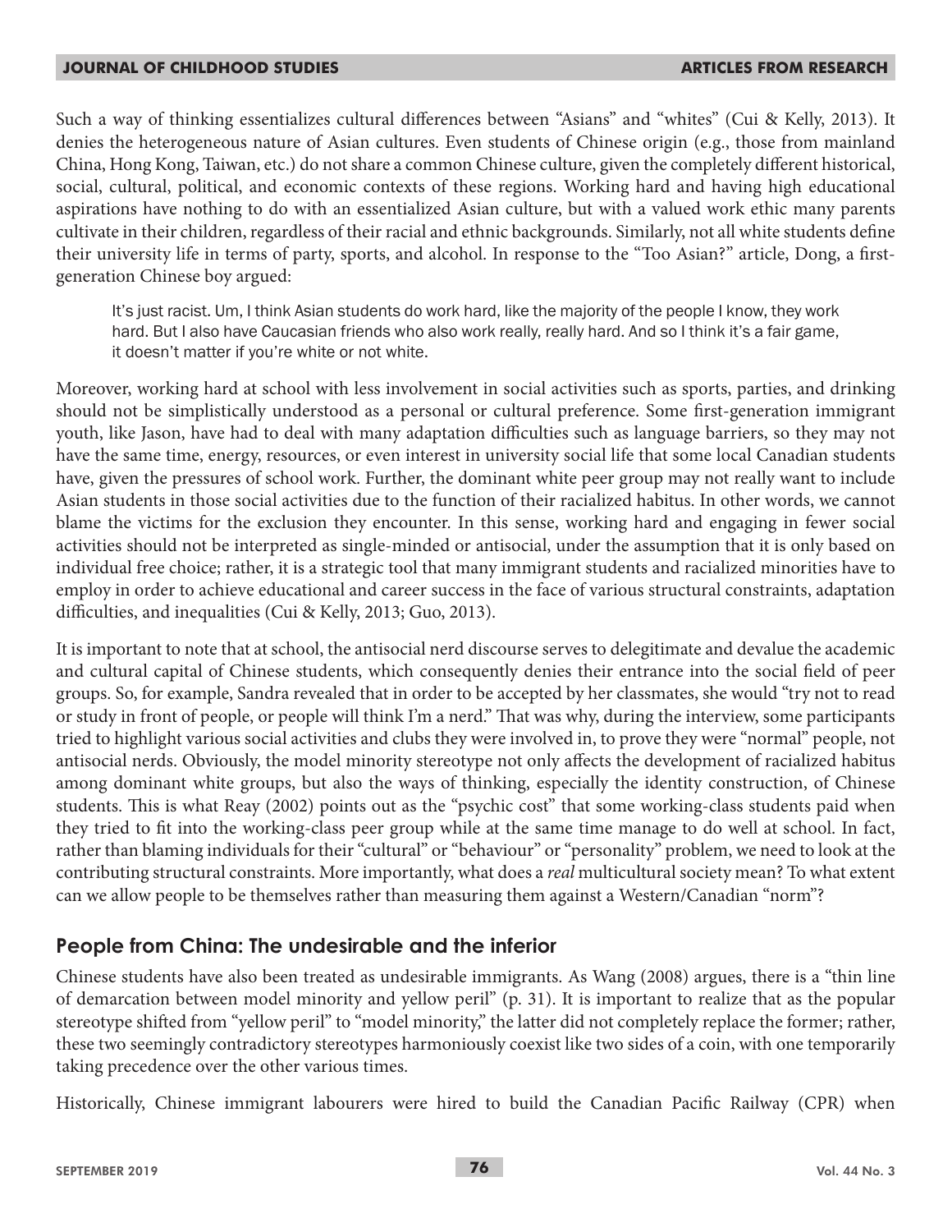Such a way of thinking essentializes cultural differences between "Asians" and "whites" (Cui & Kelly, 2013). It denies the heterogeneous nature of Asian cultures. Even students of Chinese origin (e.g., those from mainland China, Hong Kong, Taiwan, etc.) do not share a common Chinese culture, given the completely different historical, social, cultural, political, and economic contexts of these regions. Working hard and having high educational aspirations have nothing to do with an essentialized Asian culture, but with a valued work ethic many parents cultivate in their children, regardless of their racial and ethnic backgrounds. Similarly, not all white students define their university life in terms of party, sports, and alcohol. In response to the "Too Asian?" article, Dong, a first-generation Chinese boy argued:

> It's just racist. Um, I think Asian students do work hard, like the majority of the people I know, they work hard. But I also have Caucasian friends who also work really, really hard. And so I think it's a fair game, it doesn't matter if you're white or not white.

Moreover, working hard at school with less involvement in social activities such as sports, parties, and drinking should not be simplistically understood as a personal or cultural preference. Some first-generation immigrant youth, like Jason, have had to deal with many adaptation difficulties such as language barriers, so they may not have the same time, energy, resources, or even interest in university social life that some local Canadian students have, given the pressures of school work. Further, the dominant white peer group may not really want to include Asian students in those social activities due to the function of their racialized habitus. In other words, we cannot blame the victims for the exclusion they encounter. In this sense, working hard and engaging in fewer social activities should not be interpreted as single-minded or antisocial, under the assumption that it is only based on individual free choice; rather, it is a strategic tool that many immigrant students and racialized minorities have to employ in order to achieve educational and career success in the face of various structural constraints, adaptation difficulties, and inequalities (Cui & Kelly, 2013; Guo, 2013).

It is important to note that at school, the antisocial nerd discourse serves to delegitimate and devalue the academic and cultural capital of Chinese students, which consequently denies their entrance into the social field of peer groups. So, for example, Sandra revealed that in order to be accepted by her classmates, she would "try not to read or study in front of people, or people will think I'm a nerd." That was why, during the interview, some participants tried to highlight various social activities and clubs they were involved in, to prove they were "normal" people, not antisocial nerds. Obviously, the model minority stereotype not only affects the development of racialized habitus among dominant white groups, but also the ways of thinking, especially the identity construction, of Chinese students. This is what Reay (2002) points out as the "psychic cost" that some working-class students paid when they tried to fit into the working-class peer group while at the same time manage to do well at school. In fact, rather than blaming individuals for their "cultural" or "behaviour" or "personality" problem, we need to look at the contributing structural constraints. More importantly, what does a *real* multicultural society mean? To what extent can we allow people to be themselves rather than measuring them against a Western/Canadian "norm"?

## People from China: The undesirable and the inferior

Chinese students have also been treated as undesirable immigrants. As Wang (2008) argues, there is a "thin line of demarcation between model minority and yellow peril" (p. 31). It is important to realize that as the popular stereotype shifted from "yellow peril" to "model minority," the latter did not completely replace the former; rather, these two seemingly contradictory stereotypes harmoniously coexist like two sides of a coin, with one temporarily taking precedence over the other various times.

Historically, Chinese immigrant labourers were hired to build the Canadian Pacific Railway (CPR) when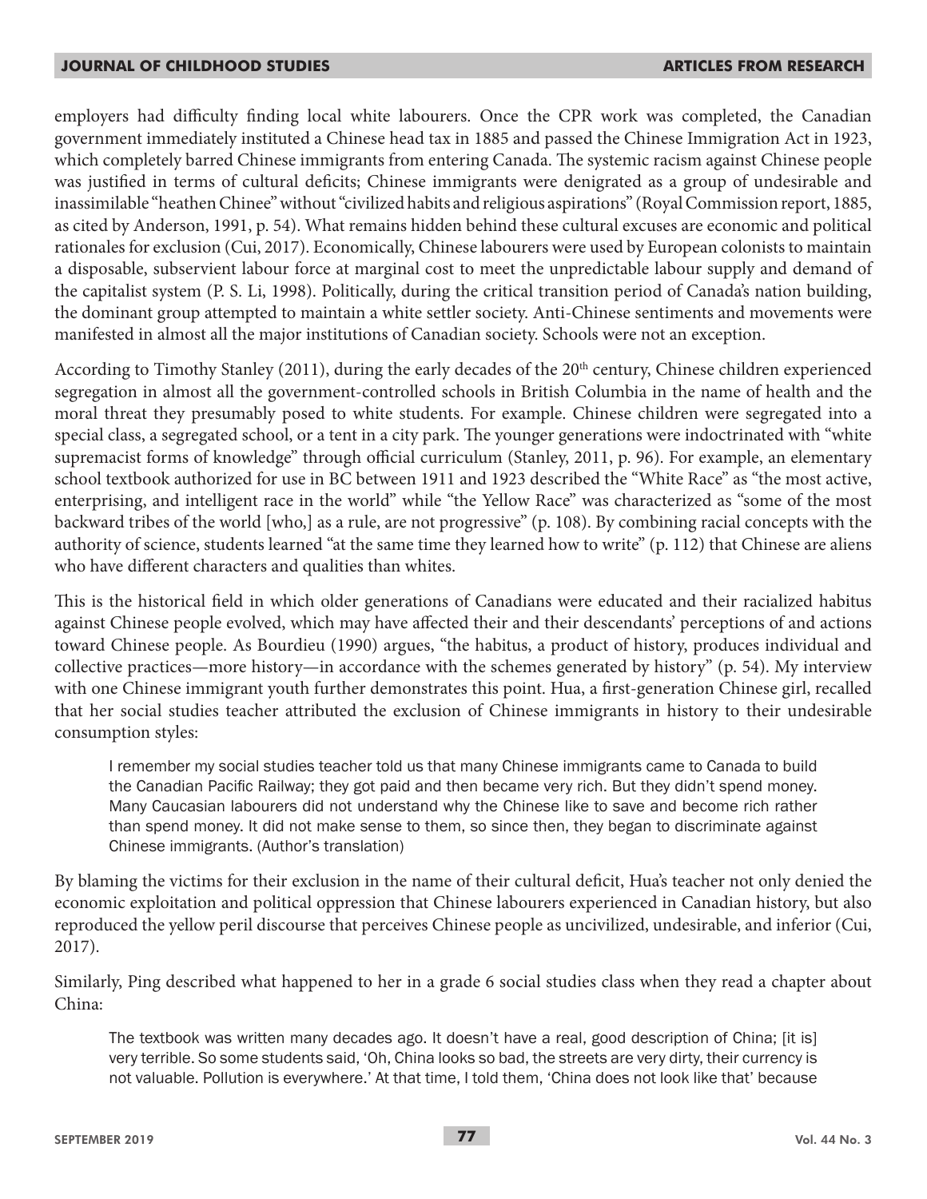employers had difficulty finding local white labourers. Once the CPR work was completed, the Canadian government immediately instituted a Chinese head tax in 1885 and passed the Chinese Immigration Act in 1923, which completely barred Chinese immigrants from entering Canada. The systemic racism against Chinese people was justified in terms of cultural deficits; Chinese immigrants were denigrated as a group of undesirable and inassimilable "heathen Chinee" without "civilized habits and religious aspirations" (Royal Commission report, 1885, as cited by Anderson, 1991, p. 54). What remains hidden behind these cultural excuses are economic and political rationales for exclusion (Cui, 2017). Economically, Chinese labourers were used by European colonists to maintain a disposable, subservient labour force at marginal cost to meet the unpredictable labour supply and demand of the capitalist system (P. S. Li, 1998). Politically, during the critical transition period of Canada's nation building, the dominant group attempted to maintain a white settler society. Anti-Chinese sentiments and movements were manifested in almost all the major institutions of Canadian society. Schools were not an exception.

According to Timothy Stanley (2011), during the early decades of the 20th century, Chinese children experienced segregation in almost all the government-controlled schools in British Columbia in the name of health and the moral threat they presumably posed to white students. For example. Chinese children were segregated into a special class, a segregated school, or a tent in a city park. The younger generations were indoctrinated with "white supremacist forms of knowledge" through official curriculum (Stanley, 2011, p. 96). For example, an elementary school textbook authorized for use in BC between 1911 and 1923 described the "White Race" as "the most active, enterprising, and intelligent race in the world" while "the Yellow Race" was characterized as "some of the most backward tribes of the world [who,] as a rule, are not progressive" (p. 108). By combining racial concepts with the authority of science, students learned "at the same time they learned how to write" (p. 112) that Chinese are aliens who have different characters and qualities than whites.

This is the historical field in which older generations of Canadians were educated and their racialized habitus against Chinese people evolved, which may have affected their and their descendants' perceptions of and actions toward Chinese people. As Bourdieu (1990) argues, "the habitus, a product of history, produces individual and collective practices—more history—in accordance with the schemes generated by history" (p. 54). My interview with one Chinese immigrant youth further demonstrates this point. Hua, a first-generation Chinese girl, recalled that her social studies teacher attributed the exclusion of Chinese immigrants in history to their undesirable consumption styles:

> I remember my social studies teacher told us that many Chinese immigrants came to Canada to build the Canadian Pacific Railway; they got paid and then became very rich. But they didn't spend money. Many Caucasian labourers did not understand why the Chinese like to save and become rich rather than spend money. It did not make sense to them, so since then, they began to discriminate against Chinese immigrants. (Author's translation)

By blaming the victims for their exclusion in the name of their cultural deficit, Hua's teacher not only denied the economic exploitation and political oppression that Chinese labourers experienced in Canadian history, but also reproduced the yellow peril discourse that perceives Chinese people as uncivilized, undesirable, and inferior (Cui, 2017).

Similarly, Ping described what happened to her in a grade 6 social studies class when they read a chapter about China:

> The textbook was written many decades ago. It doesn't have a real, good description of China; [it is] very terrible. So some students said, 'Oh, China looks so bad, the streets are very dirty, their currency is not valuable. Pollution is everywhere.' At that time, I told them, 'China does not look like that' because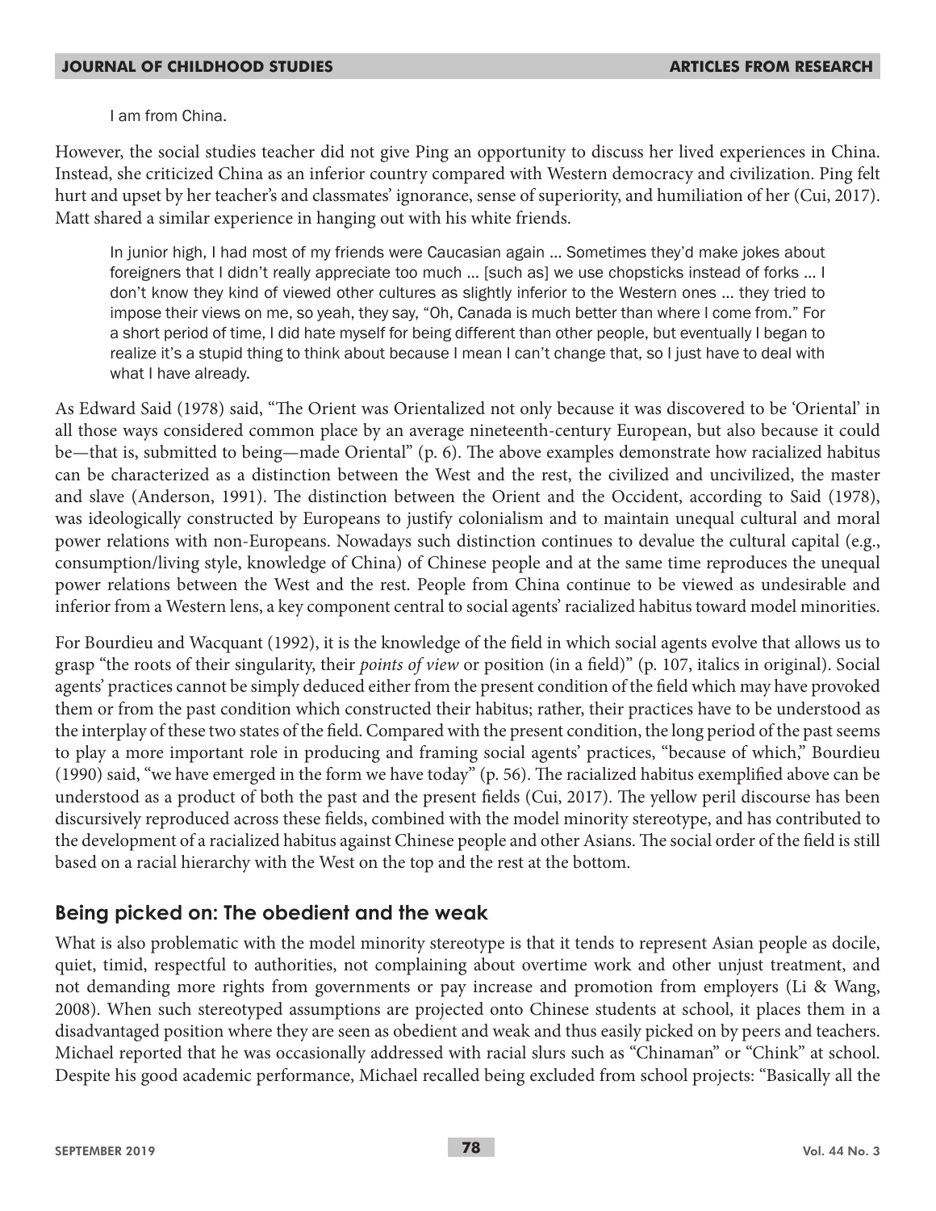> I am from China.

However, the social studies teacher did not give Ping an opportunity to discuss her lived experiences in China. Instead, she criticized China as an inferior country compared with Western democracy and civilization. Ping felt hurt and upset by her teacher's and classmates' ignorance, sense of superiority, and humiliation of her (Cui, 2017). Matt shared a similar experience in hanging out with his white friends.

> In junior high, I had most of my friends were Caucasian again ... Sometimes they'd make jokes about foreigners that I didn't really appreciate too much ... [such as] we use chopsticks instead of forks ... I don't know they kind of viewed other cultures as slightly inferior to the Western ones ... they tried to impose their views on me, so yeah, they say, "Oh, Canada is much better than where I come from." For a short period of time, I did hate myself for being different than other people, but eventually I began to realize it's a stupid thing to think about because I mean I can't change that, so I just have to deal with what I have already.

As Edward Said (1978) said, "The Orient was Orientalized not only because it was discovered to be 'Oriental' in all those ways considered common place by an average nineteenth-century European, but also because it could be—that is, submitted to being—made Oriental" (p. 6). The above examples demonstrate how racialized habitus can be characterized as a distinction between the West and the rest, the civilized and uncivilized, the master and slave (Anderson, 1991). The distinction between the Orient and the Occident, according to Said (1978), was ideologically constructed by Europeans to justify colonialism and to maintain unequal cultural and moral power relations with non-Europeans. Nowadays such distinction continues to devalue the cultural capital (e.g., consumption/living style, knowledge of China) of Chinese people and at the same time reproduces the unequal power relations between the West and the rest. People from China continue to be viewed as undesirable and inferior from a Western lens, a key component central to social agents' racialized habitus toward model minorities.

For Bourdieu and Wacquant (1992), it is the knowledge of the field in which social agents evolve that allows us to grasp "the roots of their singularity, their *points of view* or position (in a field)" (p. 107, italics in original). Social agents' practices cannot be simply deduced either from the present condition of the field which may have provoked them or from the past condition which constructed their habitus; rather, their practices have to be understood as the interplay of these two states of the field. Compared with the present condition, the long period of the past seems to play a more important role in producing and framing social agents' practices, "because of which," Bourdieu (1990) said, "we have emerged in the form we have today" (p. 56). The racialized habitus exemplified above can be understood as a product of both the past and the present fields (Cui, 2017). The yellow peril discourse has been discursively reproduced across these fields, combined with the model minority stereotype, and has contributed to the development of a racialized habitus against Chinese people and other Asians. The social order of the field is still based on a racial hierarchy with the West on the top and the rest at the bottom.

## Being picked on: The obedient and the weak

What is also problematic with the model minority stereotype is that it tends to represent Asian people as docile, quiet, timid, respectful to authorities, not complaining about overtime work and other unjust treatment, and not demanding more rights from governments or pay increase and promotion from employers (Li & Wang, 2008). When such stereotyped assumptions are projected onto Chinese students at school, it places them in a disadvantaged position where they are seen as obedient and weak and thus easily picked on by peers and teachers. Michael reported that he was occasionally addressed with racial slurs such as "Chinaman" or "Chink" at school. Despite his good academic performance, Michael recalled being excluded from school projects: "Basically all the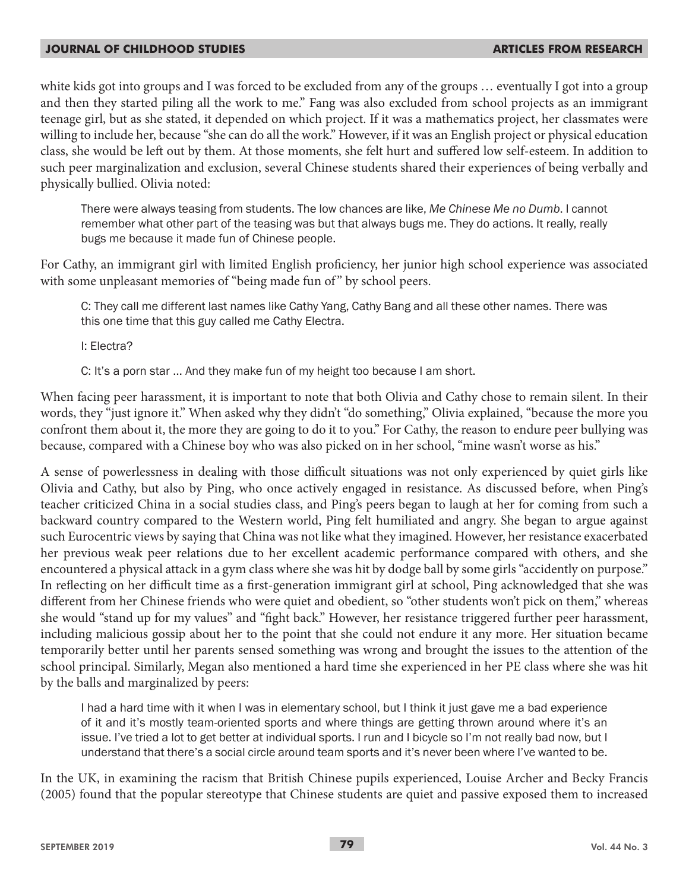white kids got into groups and I was forced to be excluded from any of the groups … eventually I got into a group and then they started piling all the work to me." Fang was also excluded from school projects as an immigrant teenage girl, but as she stated, it depended on which project. If it was a mathematics project, her classmates were willing to include her, because "she can do all the work." However, if it was an English project or physical education class, she would be left out by them. At those moments, she felt hurt and suffered low self-esteem. In addition to such peer marginalization and exclusion, several Chinese students shared their experiences of being verbally and physically bullied. Olivia noted:

> There were always teasing from students. The low chances are like, *Me Chinese Me no Dumb*. I cannot remember what other part of the teasing was but that always bugs me. They do actions. It really, really bugs me because it made fun of Chinese people.

For Cathy, an immigrant girl with limited English proficiency, her junior high school experience was associated with some unpleasant memories of "being made fun of" by school peers.

> C: They call me different last names like Cathy Yang, Cathy Bang and all these other names. There was this one time that this guy called me Cathy Electra.
>
> I: Electra?
>
> C: It's a porn star … And they make fun of my height too because I am short.

When facing peer harassment, it is important to note that both Olivia and Cathy chose to remain silent. In their words, they "just ignore it." When asked why they didn't "do something," Olivia explained, "because the more you confront them about it, the more they are going to do it to you." For Cathy, the reason to endure peer bullying was because, compared with a Chinese boy who was also picked on in her school, "mine wasn't worse as his."

A sense of powerlessness in dealing with those difficult situations was not only experienced by quiet girls like Olivia and Cathy, but also by Ping, who once actively engaged in resistance. As discussed before, when Ping's teacher criticized China in a social studies class, and Ping's peers began to laugh at her for coming from such a backward country compared to the Western world, Ping felt humiliated and angry. She began to argue against such Eurocentric views by saying that China was not like what they imagined. However, her resistance exacerbated her previous weak peer relations due to her excellent academic performance compared with others, and she encountered a physical attack in a gym class where she was hit by dodge ball by some girls "accidently on purpose." In reflecting on her difficult time as a first-generation immigrant girl at school, Ping acknowledged that she was different from her Chinese friends who were quiet and obedient, so "other students won't pick on them," whereas she would "stand up for my values" and "fight back." However, her resistance triggered further peer harassment, including malicious gossip about her to the point that she could not endure it any more. Her situation became temporarily better until her parents sensed something was wrong and brought the issues to the attention of the school principal. Similarly, Megan also mentioned a hard time she experienced in her PE class where she was hit by the balls and marginalized by peers:

> I had a hard time with it when I was in elementary school, but I think it just gave me a bad experience of it and it's mostly team-oriented sports and where things are getting thrown around where it's an issue. I've tried a lot to get better at individual sports. I run and I bicycle so I'm not really bad now, but I understand that there's a social circle around team sports and it's never been where I've wanted to be.

In the UK, in examining the racism that British Chinese pupils experienced, Louise Archer and Becky Francis (2005) found that the popular stereotype that Chinese students are quiet and passive exposed them to increased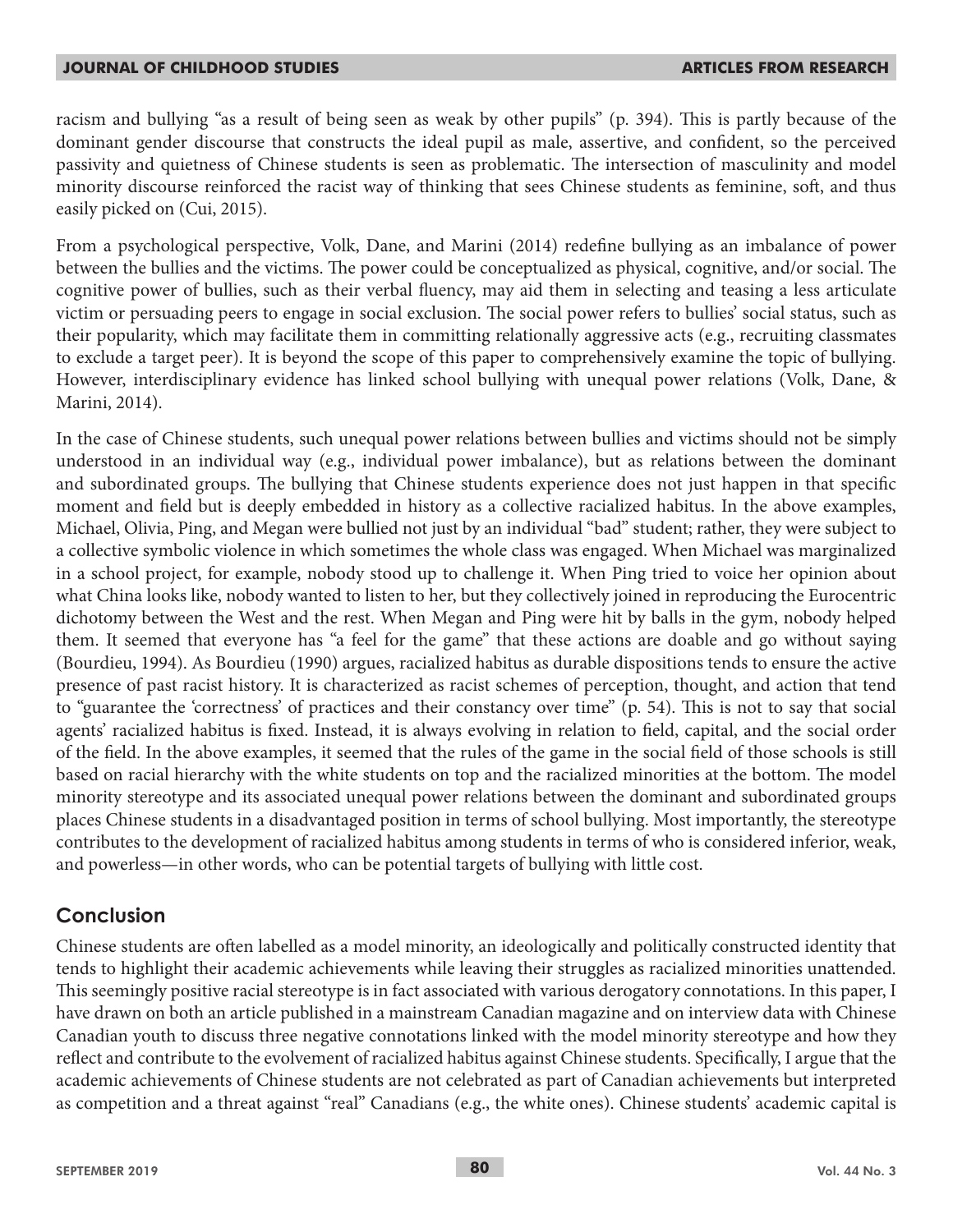racism and bullying "as a result of being seen as weak by other pupils" (p. 394). This is partly because of the dominant gender discourse that constructs the ideal pupil as male, assertive, and confident, so the perceived passivity and quietness of Chinese students is seen as problematic. The intersection of masculinity and model minority discourse reinforced the racist way of thinking that sees Chinese students as feminine, soft, and thus easily picked on (Cui, 2015).

From a psychological perspective, Volk, Dane, and Marini (2014) redefine bullying as an imbalance of power between the bullies and the victims. The power could be conceptualized as physical, cognitive, and/or social. The cognitive power of bullies, such as their verbal fluency, may aid them in selecting and teasing a less articulate victim or persuading peers to engage in social exclusion. The social power refers to bullies' social status, such as their popularity, which may facilitate them in committing relationally aggressive acts (e.g., recruiting classmates to exclude a target peer). It is beyond the scope of this paper to comprehensively examine the topic of bullying. However, interdisciplinary evidence has linked school bullying with unequal power relations (Volk, Dane, & Marini, 2014).

In the case of Chinese students, such unequal power relations between bullies and victims should not be simply understood in an individual way (e.g., individual power imbalance), but as relations between the dominant and subordinated groups. The bullying that Chinese students experience does not just happen in that specific moment and field but is deeply embedded in history as a collective racialized habitus. In the above examples, Michael, Olivia, Ping, and Megan were bullied not just by an individual "bad" student; rather, they were subject to a collective symbolic violence in which sometimes the whole class was engaged. When Michael was marginalized in a school project, for example, nobody stood up to challenge it. When Ping tried to voice her opinion about what China looks like, nobody wanted to listen to her, but they collectively joined in reproducing the Eurocentric dichotomy between the West and the rest. When Megan and Ping were hit by balls in the gym, nobody helped them. It seemed that everyone has "a feel for the game" that these actions are doable and go without saying (Bourdieu, 1994). As Bourdieu (1990) argues, racialized habitus as durable dispositions tends to ensure the active presence of past racist history. It is characterized as racist schemes of perception, thought, and action that tend to "guarantee the 'correctness' of practices and their constancy over time" (p. 54). This is not to say that social agents' racialized habitus is fixed. Instead, it is always evolving in relation to field, capital, and the social order of the field. In the above examples, it seemed that the rules of the game in the social field of those schools is still based on racial hierarchy with the white students on top and the racialized minorities at the bottom. The model minority stereotype and its associated unequal power relations between the dominant and subordinated groups places Chinese students in a disadvantaged position in terms of school bullying. Most importantly, the stereotype contributes to the development of racialized habitus among students in terms of who is considered inferior, weak, and powerless—in other words, who can be potential targets of bullying with little cost.

## Conclusion

Chinese students are often labelled as a model minority, an ideologically and politically constructed identity that tends to highlight their academic achievements while leaving their struggles as racialized minorities unattended. This seemingly positive racial stereotype is in fact associated with various derogatory connotations. In this paper, I have drawn on both an article published in a mainstream Canadian magazine and on interview data with Chinese Canadian youth to discuss three negative connotations linked with the model minority stereotype and how they reflect and contribute to the evolvement of racialized habitus against Chinese students. Specifically, I argue that the academic achievements of Chinese students are not celebrated as part of Canadian achievements but interpreted as competition and a threat against "real" Canadians (e.g., the white ones). Chinese students' academic capital is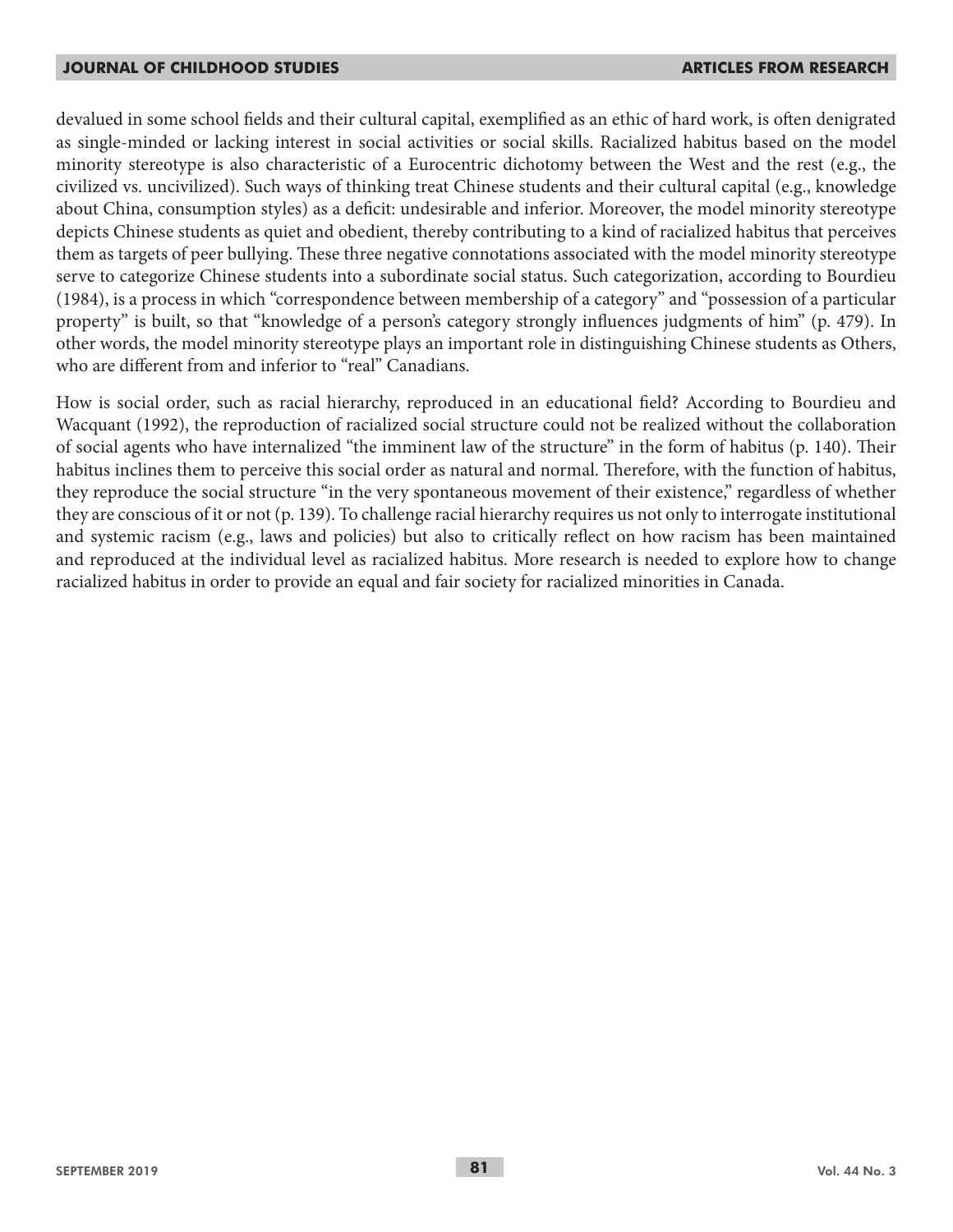devalued in some school fields and their cultural capital, exemplified as an ethic of hard work, is often denigrated as single-minded or lacking interest in social activities or social skills. Racialized habitus based on the model minority stereotype is also characteristic of a Eurocentric dichotomy between the West and the rest (e.g., the civilized vs. uncivilized). Such ways of thinking treat Chinese students and their cultural capital (e.g., knowledge about China, consumption styles) as a deficit: undesirable and inferior. Moreover, the model minority stereotype depicts Chinese students as quiet and obedient, thereby contributing to a kind of racialized habitus that perceives them as targets of peer bullying. These three negative connotations associated with the model minority stereotype serve to categorize Chinese students into a subordinate social status. Such categorization, according to Bourdieu (1984), is a process in which "correspondence between membership of a category" and "possession of a particular property" is built, so that "knowledge of a person's category strongly influences judgments of him" (p. 479). In other words, the model minority stereotype plays an important role in distinguishing Chinese students as Others, who are different from and inferior to "real" Canadians.

How is social order, such as racial hierarchy, reproduced in an educational field? According to Bourdieu and Wacquant (1992), the reproduction of racialized social structure could not be realized without the collaboration of social agents who have internalized "the imminent law of the structure" in the form of habitus (p. 140). Their habitus inclines them to perceive this social order as natural and normal. Therefore, with the function of habitus, they reproduce the social structure "in the very spontaneous movement of their existence," regardless of whether they are conscious of it or not (p. 139). To challenge racial hierarchy requires us not only to interrogate institutional and systemic racism (e.g., laws and policies) but also to critically reflect on how racism has been maintained and reproduced at the individual level as racialized habitus. More research is needed to explore how to change racialized habitus in order to provide an equal and fair society for racialized minorities in Canada.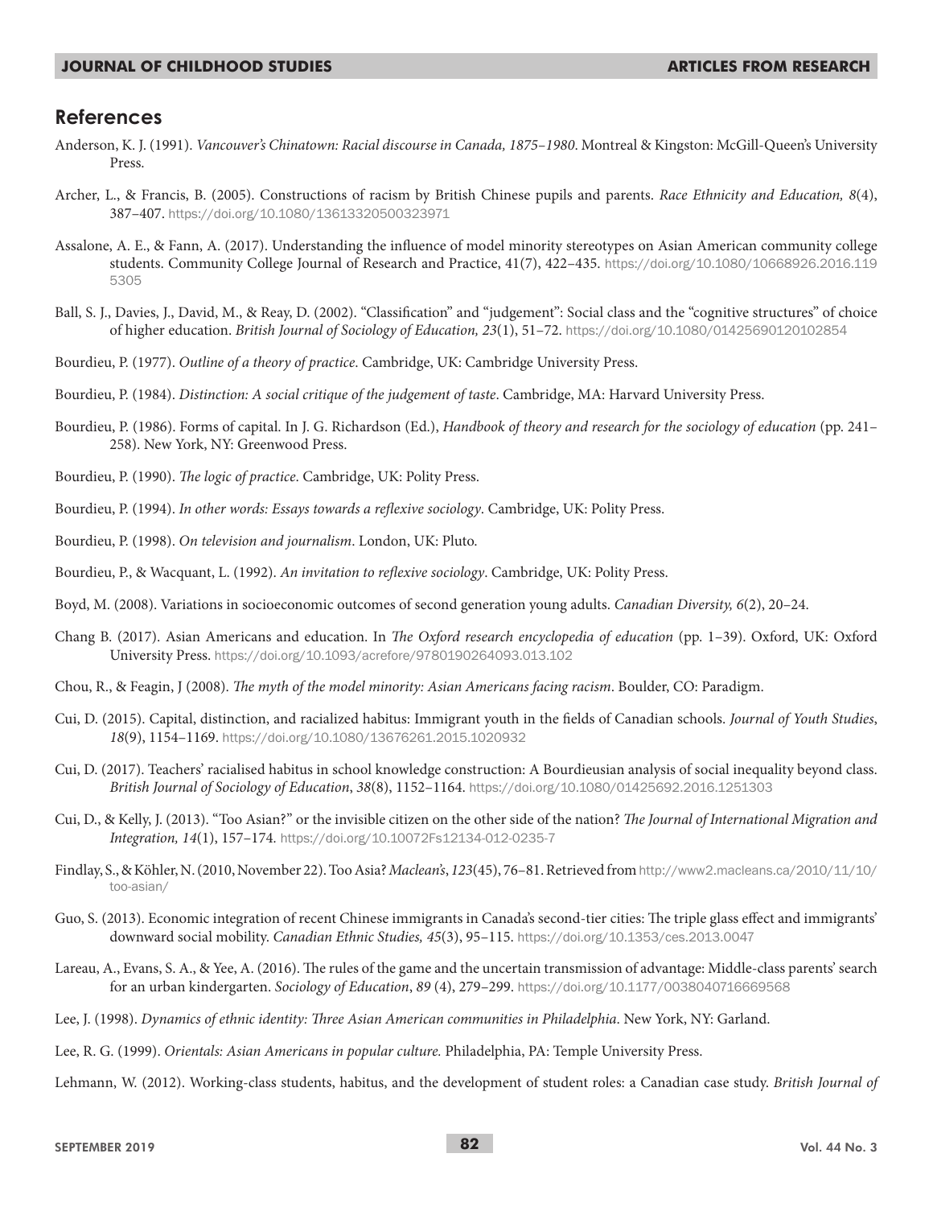## References

Anderson, K. J. (1991). *Vancouver's Chinatown: Racial discourse in Canada, 1875–1980*. Montreal & Kingston: McGill-Queen's University Press.

Archer, L., & Francis, B. (2005). Constructions of racism by British Chinese pupils and parents. *Race Ethnicity and Education, 8*(4), 387–407. https://doi.org/10.1080/13613320500323971

Assalone, A. E., & Fann, A. (2017). Understanding the influence of model minority stereotypes on Asian American community college students. Community College Journal of Research and Practice, 41(7), 422–435. https://doi.org/10.1080/10668926.2016.1195305

Ball, S. J., Davies, J., David, M., & Reay, D. (2002). "Classification" and "judgement": Social class and the "cognitive structures" of choice of higher education. *British Journal of Sociology of Education, 23*(1), 51–72. https://doi.org/10.1080/01425690120102854

Bourdieu, P. (1977). *Outline of a theory of practice*. Cambridge, UK: Cambridge University Press.

Bourdieu, P. (1984). *Distinction: A social critique of the judgement of taste*. Cambridge, MA: Harvard University Press.

Bourdieu, P. (1986). Forms of capital. In J. G. Richardson (Ed.), *Handbook of theory and research for the sociology of education* (pp. 241–258). New York, NY: Greenwood Press.

Bourdieu, P. (1990). *The logic of practice*. Cambridge, UK: Polity Press.

Bourdieu, P. (1994). *In other words: Essays towards a reflexive sociology*. Cambridge, UK: Polity Press.

Bourdieu, P. (1998). *On television and journalism*. London, UK: Pluto.

Bourdieu, P., & Wacquant, L. (1992). *An invitation to reflexive sociology*. Cambridge, UK: Polity Press.

Boyd, M. (2008). Variations in socioeconomic outcomes of second generation young adults. *Canadian Diversity, 6*(2), 20–24.

Chang B. (2017). Asian Americans and education. In *The Oxford research encyclopedia of education* (pp. 1–39). Oxford, UK: Oxford University Press. https://doi.org/10.1093/acrefore/9780190264093.013.102

Chou, R., & Feagin, J (2008). *The myth of the model minority: Asian Americans facing racism*. Boulder, CO: Paradigm.

Cui, D. (2015). Capital, distinction, and racialized habitus: Immigrant youth in the fields of Canadian schools. *Journal of Youth Studies*, *18*(9), 1154–1169. https://doi.org/10.1080/13676261.2015.1020932

Cui, D. (2017). Teachers' racialised habitus in school knowledge construction: A Bourdieusian analysis of social inequality beyond class. *British Journal of Sociology of Education*, *38*(8), 1152–1164. https://doi.org/10.1080/01425692.2016.1251303

Cui, D., & Kelly, J. (2013). "Too Asian?" or the invisible citizen on the other side of the nation? *The Journal of International Migration and Integration, 14*(1), 157–174. https://doi.org/10.10072Fs12134-012-0235-7

Findlay, S., & Köhler, N. (2010, November 22). Too Asia? *Maclean's*, *123*(45), 76–81. Retrieved from http://www2.macleans.ca/2010/11/10/too-asian/

Guo, S. (2013). Economic integration of recent Chinese immigrants in Canada's second-tier cities: The triple glass effect and immigrants' downward social mobility. *Canadian Ethnic Studies, 45*(3), 95–115. https://doi.org/10.1353/ces.2013.0047

Lareau, A., Evans, S. A., & Yee, A. (2016). The rules of the game and the uncertain transmission of advantage: Middle-class parents' search for an urban kindergarten. *Sociology of Education*, *89* (4), 279–299. https://doi.org/10.1177/0038040716669568

Lee, J. (1998). *Dynamics of ethnic identity: Three Asian American communities in Philadelphia*. New York, NY: Garland.

Lee, R. G. (1999). *Orientals: Asian Americans in popular culture.* Philadelphia, PA: Temple University Press.

Lehmann, W. (2012). Working-class students, habitus, and the development of student roles: a Canadian case study. *British Journal of*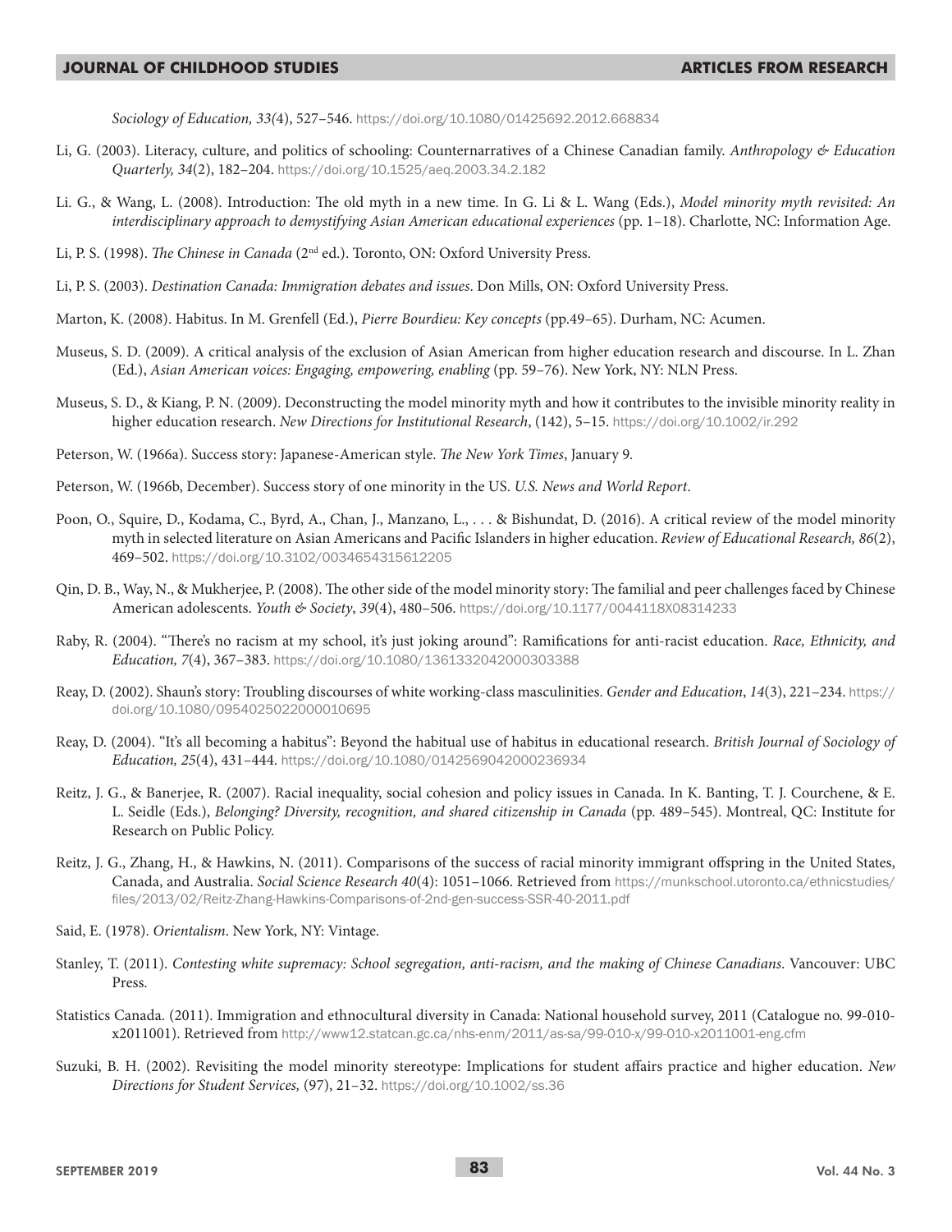*Sociology of Education, 33(*4), 527–546. https://doi.org/10.1080/01425692.2012.668834

Li, G. (2003). Literacy, culture, and politics of schooling: Counternarratives of a Chinese Canadian family. *Anthropology & Education Quarterly, 34*(2), 182–204. https://doi.org/10.1525/aeq.2003.34.2.182

Li. G., & Wang, L. (2008). Introduction: The old myth in a new time. In G. Li & L. Wang (Eds.), *Model minority myth revisited: An interdisciplinary approach to demystifying Asian American educational experiences* (pp. 1–18). Charlotte, NC: Information Age.

Li, P. S. (1998). *The Chinese in Canada* (2nd ed.). Toronto, ON: Oxford University Press.

Li, P. S. (2003). *Destination Canada: Immigration debates and issues*. Don Mills, ON: Oxford University Press.

Marton, K. (2008). Habitus. In M. Grenfell (Ed.), *Pierre Bourdieu: Key concepts* (pp.49–65). Durham, NC: Acumen.

Museus, S. D. (2009). A critical analysis of the exclusion of Asian American from higher education research and discourse. In L. Zhan (Ed.), *Asian American voices: Engaging, empowering, enabling* (pp. 59–76). New York, NY: NLN Press.

Museus, S. D., & Kiang, P. N. (2009). Deconstructing the model minority myth and how it contributes to the invisible minority reality in higher education research. *New Directions for Institutional Research*, (142), 5–15. https://doi.org/10.1002/ir.292

Peterson, W. (1966a). Success story: Japanese-American style. *The New York Times*, January 9.

Peterson, W. (1966b, December). Success story of one minority in the US. *U.S. News and World Report*.

Poon, O., Squire, D., Kodama, C., Byrd, A., Chan, J., Manzano, L., . . . & Bishundat, D. (2016). A critical review of the model minority myth in selected literature on Asian Americans and Pacific Islanders in higher education. *Review of Educational Research, 86*(2), 469–502. https://doi.org/10.3102/0034654315612205

Qin, D. B., Way, N., & Mukherjee, P. (2008). The other side of the model minority story: The familial and peer challenges faced by Chinese American adolescents. *Youth & Society*, *39*(4), 480–506. https://doi.org/10.1177/0044118X08314233

Raby, R. (2004). "There's no racism at my school, it's just joking around": Ramifications for anti-racist education. *Race, Ethnicity, and Education, 7*(4), 367–383. https://doi.org/10.1080/1361332042000303388

Reay, D. (2002). Shaun's story: Troubling discourses of white working-class masculinities. *Gender and Education*, *14*(3), 221–234. https://doi.org/10.1080/0954025022000010695

Reay, D. (2004). "It's all becoming a habitus": Beyond the habitual use of habitus in educational research. *British Journal of Sociology of Education, 25*(4), 431–444. https://doi.org/10.1080/0142569042000236934

Reitz, J. G., & Banerjee, R. (2007). Racial inequality, social cohesion and policy issues in Canada. In K. Banting, T. J. Courchene, & E. L. Seidle (Eds.), *Belonging? Diversity, recognition, and shared citizenship in Canada* (pp. 489–545). Montreal, QC: Institute for Research on Public Policy.

Reitz, J. G., Zhang, H., & Hawkins, N. (2011). Comparisons of the success of racial minority immigrant offspring in the United States, Canada, and Australia. *Social Science Research 40*(4): 1051–1066. Retrieved from https://munkschool.utoronto.ca/ethnicstudies/files/2013/02/Reitz-Zhang-Hawkins-Comparisons-of-2nd-gen-success-SSR-40-2011.pdf

Said, E. (1978). *Orientalism*. New York, NY: Vintage.

Stanley, T. (2011). *Contesting white supremacy: School segregation, anti-racism, and the making of Chinese Canadians*. Vancouver: UBC Press.

Statistics Canada. (2011). Immigration and ethnocultural diversity in Canada: National household survey, 2011 (Catalogue no. 99-010-x2011001). Retrieved from http://www12.statcan.gc.ca/nhs-enm/2011/as-sa/99-010-x/99-010-x2011001-eng.cfm

Suzuki, B. H. (2002). Revisiting the model minority stereotype: Implications for student affairs practice and higher education. *New Directions for Student Services,* (97), 21–32. https://doi.org/10.1002/ss.36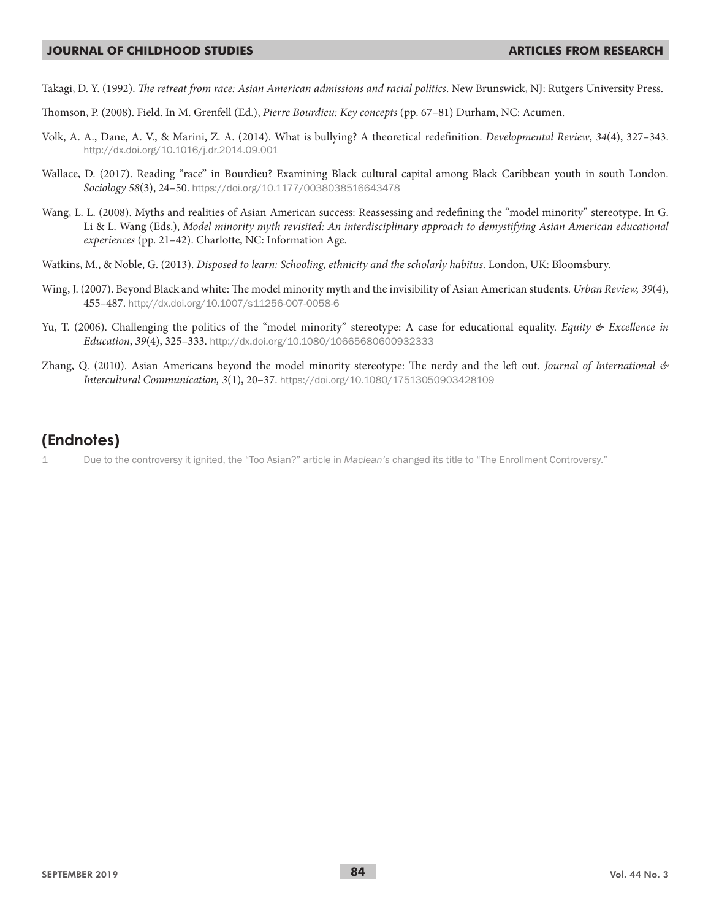Takagi, D. Y. (1992). *The retreat from race: Asian American admissions and racial politics*. New Brunswick, NJ: Rutgers University Press.

Thomson, P. (2008). Field. In M. Grenfell (Ed.), *Pierre Bourdieu: Key concepts* (pp. 67–81) Durham, NC: Acumen.

Volk, A. A., Dane, A. V., & Marini, Z. A. (2014). What is bullying? A theoretical redefinition. *Developmental Review*, *34*(4), 327–343. http://dx.doi.org/10.1016/j.dr.2014.09.001

Wallace, D. (2017). Reading "race" in Bourdieu? Examining Black cultural capital among Black Caribbean youth in south London. *Sociology 58*(3), 24–50. https://doi.org/10.1177/0038038516643478

Wang, L. L. (2008). Myths and realities of Asian American success: Reassessing and redefining the "model minority" stereotype. In G. Li & L. Wang (Eds.), *Model minority myth revisited: An interdisciplinary approach to demystifying Asian American educational experiences* (pp. 21–42). Charlotte, NC: Information Age.

Watkins, M., & Noble, G. (2013). *Disposed to learn: Schooling, ethnicity and the scholarly habitus*. London, UK: Bloomsbury.

Wing, J. (2007). Beyond Black and white: The model minority myth and the invisibility of Asian American students. *Urban Review, 39*(4), 455–487. http://dx.doi.org/10.1007/s11256-007-0058-6

Yu, T. (2006). Challenging the politics of the "model minority" stereotype: A case for educational equality. *Equity & Excellence in Education*, *39*(4), 325–333. http://dx.doi.org/10.1080/10665680600932333

Zhang, Q. (2010). Asian Americans beyond the model minority stereotype: The nerdy and the left out. *Journal of International & Intercultural Communication, 3*(1), 20–37. https://doi.org/10.1080/17513050903428109

## (Endnotes)

1 Due to the controversy it ignited, the "Too Asian?" article in *Maclean's* changed its title to "The Enrollment Controversy."